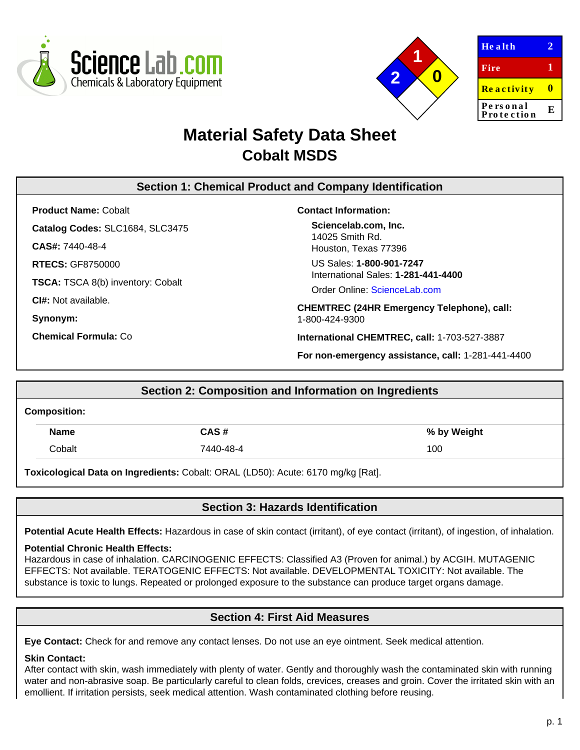| Health | 2 |
|---|---|
| Fire | 1 |
| Reactivity | 0 |
| Personal Protection | E |

# Material Safety Data Sheet
## Cobalt MSDS

## Section 1: Chemical Product and Company Identification

**Product Name:** Cobalt

**Catalog Codes:** SLC1684, SLC3475

**CAS#:** 7440-48-4

**RTECS:** GF8750000

**TSCA:** TSCA 8(b) inventory: Cobalt

**CI#:** Not available.

**Synonym:**

**Chemical Formula:** Co

**Contact Information:**

**Sciencelab.com, Inc.**
14025 Smith Rd.
Houston, Texas 77396

US Sales: **1-800-901-7247**
International Sales: **1-281-441-4400**

Order Online: ScienceLab.com

**CHEMTREC (24HR Emergency Telephone), call:**
1-800-424-9300

**International CHEMTREC, call:** 1-703-527-3887

**For non-emergency assistance, call:** 1-281-441-4400

## Section 2: Composition and Information on Ingredients

**Composition:**

| Name | CAS # | % by Weight |
|---|---|---|
| Cobalt | 7440-48-4 | 100 |

**Toxicological Data on Ingredients:** Cobalt: ORAL (LD50): Acute: 6170 mg/kg [Rat].

## Section 3: Hazards Identification

**Potential Acute Health Effects:** Hazardous in case of skin contact (irritant), of eye contact (irritant), of ingestion, of inhalation.

**Potential Chronic Health Effects:**
Hazardous in case of inhalation. CARCINOGENIC EFFECTS: Classified A3 (Proven for animal.) by ACGIH. MUTAGENIC EFFECTS: Not available. TERATOGENIC EFFECTS: Not available. DEVELOPMENTAL TOXICITY: Not available. The substance is toxic to lungs. Repeated or prolonged exposure to the substance can produce target organs damage.

## Section 4: First Aid Measures

**Eye Contact:** Check for and remove any contact lenses. Do not use an eye ointment. Seek medical attention.

**Skin Contact:**
After contact with skin, wash immediately with plenty of water. Gently and thoroughly wash the contaminated skin with running water and non-abrasive soap. Be particularly careful to clean folds, crevices, creases and groin. Cover the irritated skin with an emollient. If irritation persists, seek medical attention. Wash contaminated clothing before reusing.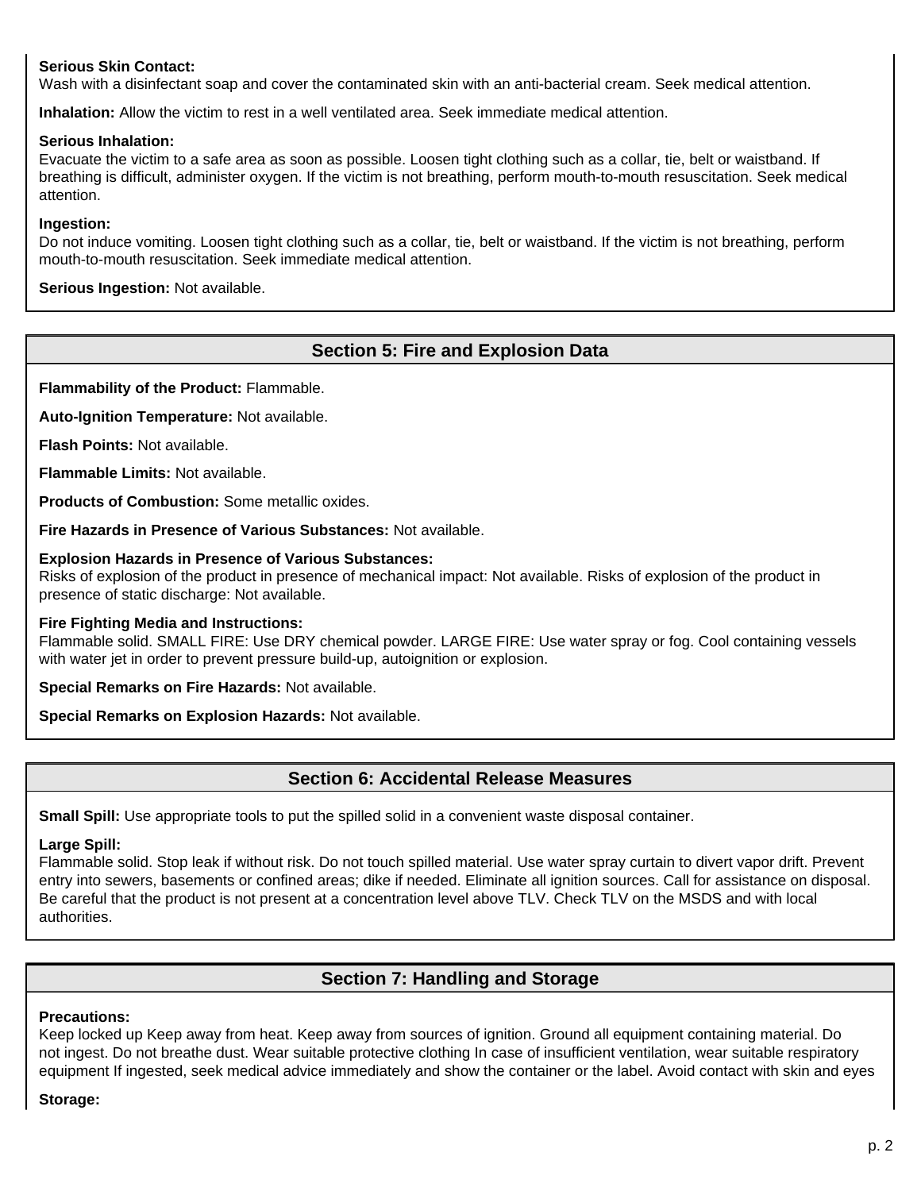**Serious Skin Contact:**
Wash with a disinfectant soap and cover the contaminated skin with an anti-bacterial cream. Seek medical attention.

**Inhalation:** Allow the victim to rest in a well ventilated area. Seek immediate medical attention.

**Serious Inhalation:**
Evacuate the victim to a safe area as soon as possible. Loosen tight clothing such as a collar, tie, belt or waistband. If breathing is difficult, administer oxygen. If the victim is not breathing, perform mouth-to-mouth resuscitation. Seek medical attention.

**Ingestion:**
Do not induce vomiting. Loosen tight clothing such as a collar, tie, belt or waistband. If the victim is not breathing, perform mouth-to-mouth resuscitation. Seek immediate medical attention.

**Serious Ingestion:** Not available.

## Section 5: Fire and Explosion Data

**Flammability of the Product:** Flammable.

**Auto-Ignition Temperature:** Not available.

**Flash Points:** Not available.

**Flammable Limits:** Not available.

**Products of Combustion:** Some metallic oxides.

**Fire Hazards in Presence of Various Substances:** Not available.

**Explosion Hazards in Presence of Various Substances:**
Risks of explosion of the product in presence of mechanical impact: Not available. Risks of explosion of the product in presence of static discharge: Not available.

**Fire Fighting Media and Instructions:**
Flammable solid. SMALL FIRE: Use DRY chemical powder. LARGE FIRE: Use water spray or fog. Cool containing vessels with water jet in order to prevent pressure build-up, autoignition or explosion.

**Special Remarks on Fire Hazards:** Not available.

**Special Remarks on Explosion Hazards:** Not available.

## Section 6: Accidental Release Measures

**Small Spill:** Use appropriate tools to put the spilled solid in a convenient waste disposal container.

**Large Spill:**
Flammable solid. Stop leak if without risk. Do not touch spilled material. Use water spray curtain to divert vapor drift. Prevent entry into sewers, basements or confined areas; dike if needed. Eliminate all ignition sources. Call for assistance on disposal. Be careful that the product is not present at a concentration level above TLV. Check TLV on the MSDS and with local authorities.

## Section 7: Handling and Storage

**Precautions:**
Keep locked up Keep away from heat. Keep away from sources of ignition. Ground all equipment containing material. Do not ingest. Do not breathe dust. Wear suitable protective clothing In case of insufficient ventilation, wear suitable respiratory equipment If ingested, seek medical advice immediately and show the container or the label. Avoid contact with skin and eyes

**Storage:**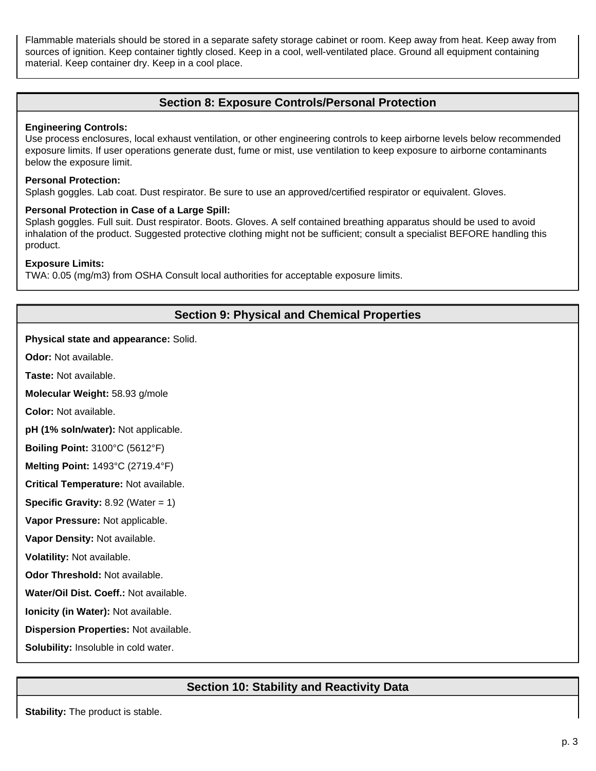Flammable materials should be stored in a separate safety storage cabinet or room. Keep away from heat. Keep away from sources of ignition. Keep container tightly closed. Keep in a cool, well-ventilated place. Ground all equipment containing material. Keep container dry. Keep in a cool place.

## Section 8: Exposure Controls/Personal Protection

**Engineering Controls:**
Use process enclosures, local exhaust ventilation, or other engineering controls to keep airborne levels below recommended exposure limits. If user operations generate dust, fume or mist, use ventilation to keep exposure to airborne contaminants below the exposure limit.

**Personal Protection:**
Splash goggles. Lab coat. Dust respirator. Be sure to use an approved/certified respirator or equivalent. Gloves.

**Personal Protection in Case of a Large Spill:**
Splash goggles. Full suit. Dust respirator. Boots. Gloves. A self contained breathing apparatus should be used to avoid inhalation of the product. Suggested protective clothing might not be sufficient; consult a specialist BEFORE handling this product.

**Exposure Limits:**
TWA: 0.05 (mg/m3) from OSHA Consult local authorities for acceptable exposure limits.

## Section 9: Physical and Chemical Properties

**Physical state and appearance:** Solid.

**Odor:** Not available.

**Taste:** Not available.

**Molecular Weight:** 58.93 g/mole

**Color:** Not available.

**pH (1% soln/water):** Not applicable.

**Boiling Point:** 3100°C (5612°F)

**Melting Point:** 1493°C (2719.4°F)

**Critical Temperature:** Not available.

**Specific Gravity:** 8.92 (Water = 1)

**Vapor Pressure:** Not applicable.

**Vapor Density:** Not available.

**Volatility:** Not available.

**Odor Threshold:** Not available.

**Water/Oil Dist. Coeff.:** Not available.

**Ionicity (in Water):** Not available.

**Dispersion Properties:** Not available.

**Solubility:** Insoluble in cold water.

## Section 10: Stability and Reactivity Data

**Stability:** The product is stable.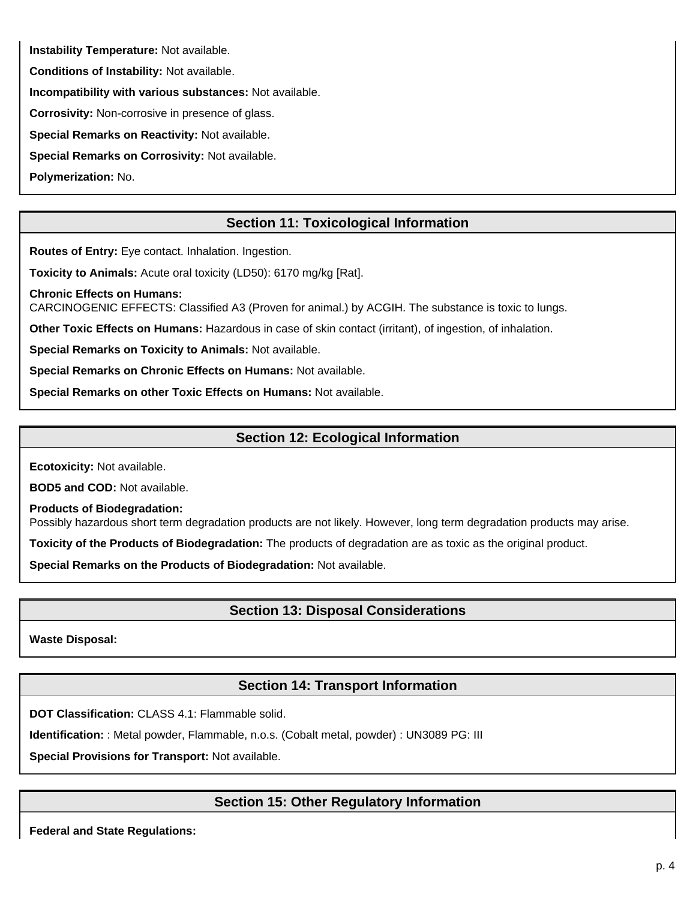**Instability Temperature:** Not available.

**Conditions of Instability:** Not available.

**Incompatibility with various substances:** Not available.

**Corrosivity:** Non-corrosive in presence of glass.

**Special Remarks on Reactivity:** Not available.

**Special Remarks on Corrosivity:** Not available.

**Polymerization:** No.

## Section 11: Toxicological Information

**Routes of Entry:** Eye contact. Inhalation. Ingestion.

**Toxicity to Animals:** Acute oral toxicity (LD50): 6170 mg/kg [Rat].

**Chronic Effects on Humans:**
CARCINOGENIC EFFECTS: Classified A3 (Proven for animal.) by ACGIH. The substance is toxic to lungs.

**Other Toxic Effects on Humans:** Hazardous in case of skin contact (irritant), of ingestion, of inhalation.

**Special Remarks on Toxicity to Animals:** Not available.

**Special Remarks on Chronic Effects on Humans:** Not available.

**Special Remarks on other Toxic Effects on Humans:** Not available.

## Section 12: Ecological Information

**Ecotoxicity:** Not available.

**BOD5 and COD:** Not available.

**Products of Biodegradation:**
Possibly hazardous short term degradation products are not likely. However, long term degradation products may arise.

**Toxicity of the Products of Biodegradation:** The products of degradation are as toxic as the original product.

**Special Remarks on the Products of Biodegradation:** Not available.

## Section 13: Disposal Considerations

**Waste Disposal:**

## Section 14: Transport Information

**DOT Classification:** CLASS 4.1: Flammable solid.

**Identification:** : Metal powder, Flammable, n.o.s. (Cobalt metal, powder) : UN3089 PG: III

**Special Provisions for Transport:** Not available.

## Section 15: Other Regulatory Information

**Federal and State Regulations:**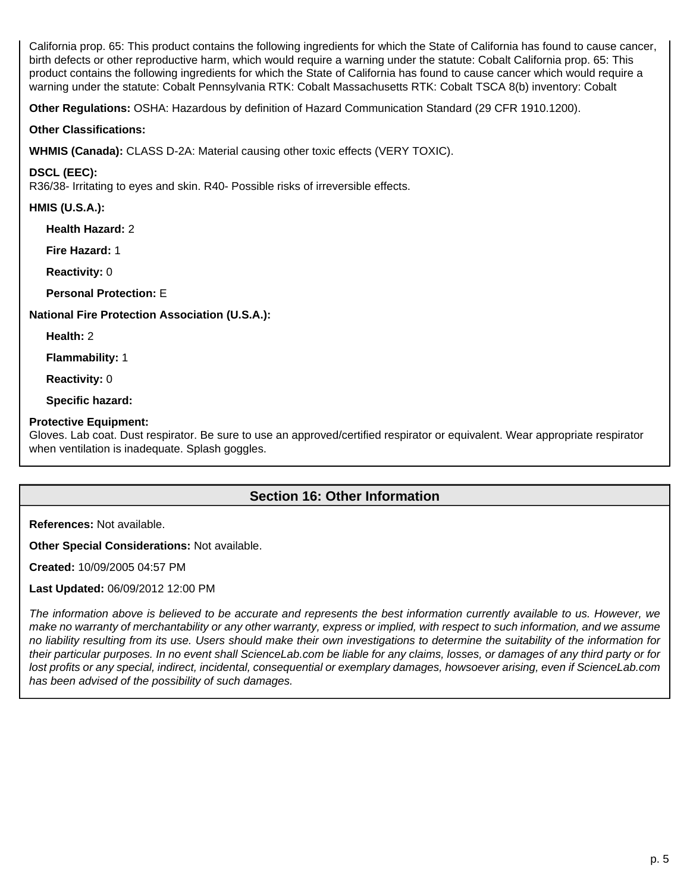California prop. 65: This product contains the following ingredients for which the State of California has found to cause cancer, birth defects or other reproductive harm, which would require a warning under the statute: Cobalt California prop. 65: This product contains the following ingredients for which the State of California has found to cause cancer which would require a warning under the statute: Cobalt Pennsylvania RTK: Cobalt Massachusetts RTK: Cobalt TSCA 8(b) inventory: Cobalt

**Other Regulations:** OSHA: Hazardous by definition of Hazard Communication Standard (29 CFR 1910.1200).

**Other Classifications:**

**WHMIS (Canada):** CLASS D-2A: Material causing other toxic effects (VERY TOXIC).

**DSCL (EEC):**
R36/38- Irritating to eyes and skin. R40- Possible risks of irreversible effects.

**HMIS (U.S.A.):**

**Health Hazard:** 2

**Fire Hazard:** 1

**Reactivity:** 0

**Personal Protection:** E

**National Fire Protection Association (U.S.A.):**

**Health:** 2

**Flammability:** 1

**Reactivity:** 0

**Specific hazard:**

**Protective Equipment:**
Gloves. Lab coat. Dust respirator. Be sure to use an approved/certified respirator or equivalent. Wear appropriate respirator when ventilation is inadequate. Splash goggles.

## Section 16: Other Information

**References:** Not available.

**Other Special Considerations:** Not available.

**Created:** 10/09/2005 04:57 PM

**Last Updated:** 06/09/2012 12:00 PM

*The information above is believed to be accurate and represents the best information currently available to us. However, we make no warranty of merchantability or any other warranty, express or implied, with respect to such information, and we assume no liability resulting from its use. Users should make their own investigations to determine the suitability of the information for their particular purposes. In no event shall ScienceLab.com be liable for any claims, losses, or damages of any third party or for lost profits or any special, indirect, incidental, consequential or exemplary damages, howsoever arising, even if ScienceLab.com has been advised of the possibility of such damages.*